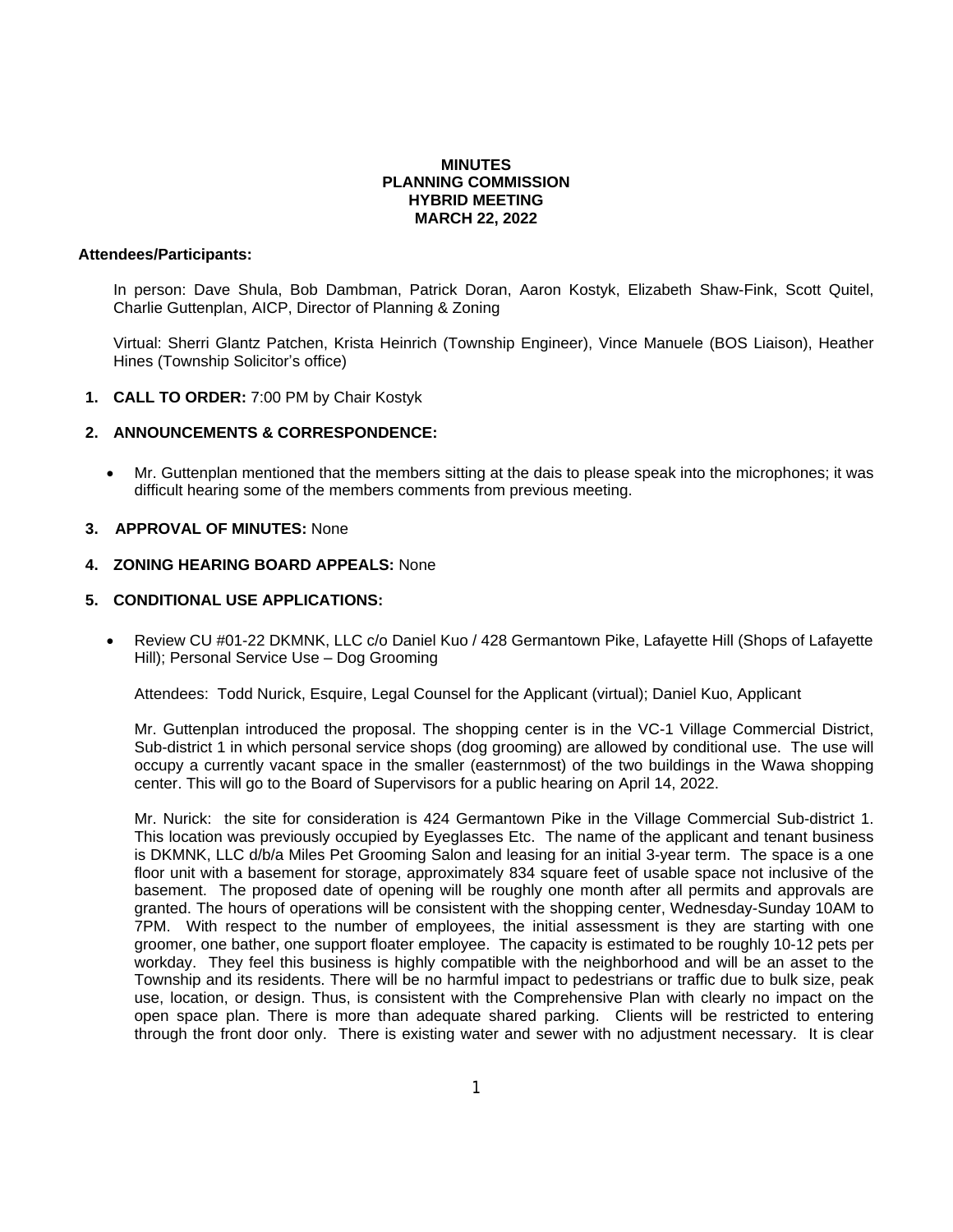# MINUTES
## PLANNING COMMISSION
## HYBRID MEETING
## MARCH 22, 2022

**Attendees/Participants:**

In person: Dave Shula, Bob Dambman, Patrick Doran, Aaron Kostyk, Elizabeth Shaw-Fink, Scott Quitel, Charlie Guttenplan, AICP, Director of Planning & Zoning

Virtual: Sherri Glantz Patchen, Krista Heinrich (Township Engineer), Vince Manuele (BOS Liaison), Heather Hines (Township Solicitor's office)

1. **CALL TO ORDER:** 7:00 PM by Chair Kostyk

2. **ANNOUNCEMENTS & CORRESPONDENCE:**

   - Mr. Guttenplan mentioned that the members sitting at the dais to please speak into the microphones; it was difficult hearing some of the members comments from previous meeting.

3. **APPROVAL OF MINUTES:** None

4. **ZONING HEARING BOARD APPEALS:** None

5. **CONDITIONAL USE APPLICATIONS:**

   - Review CU #01-22 DKMNK, LLC c/o Daniel Kuo / 428 Germantown Pike, Lafayette Hill (Shops of Lafayette Hill); Personal Service Use – Dog Grooming

   Attendees: Todd Nurick, Esquire, Legal Counsel for the Applicant (virtual); Daniel Kuo, Applicant

   Mr. Guttenplan introduced the proposal. The shopping center is in the VC-1 Village Commercial District, Sub-district 1 in which personal service shops (dog grooming) are allowed by conditional use. The use will occupy a currently vacant space in the smaller (easternmost) of the two buildings in the Wawa shopping center. This will go to the Board of Supervisors for a public hearing on April 14, 2022.

   Mr. Nurick: the site for consideration is 424 Germantown Pike in the Village Commercial Sub-district 1. This location was previously occupied by Eyeglasses Etc. The name of the applicant and tenant business is DKMNK, LLC d/b/a Miles Pet Grooming Salon and leasing for an initial 3-year term. The space is a one floor unit with a basement for storage, approximately 834 square feet of usable space not inclusive of the basement. The proposed date of opening will be roughly one month after all permits and approvals are granted. The hours of operations will be consistent with the shopping center, Wednesday-Sunday 10AM to 7PM. With respect to the number of employees, the initial assessment is they are starting with one groomer, one bather, one support floater employee. The capacity is estimated to be roughly 10-12 pets per workday. They feel this business is highly compatible with the neighborhood and will be an asset to the Township and its residents. There will be no harmful impact to pedestrians or traffic due to bulk size, peak use, location, or design. Thus, is consistent with the Comprehensive Plan with clearly no impact on the open space plan. There is more than adequate shared parking. Clients will be restricted to entering through the front door only. There is existing water and sewer with no adjustment necessary. It is clear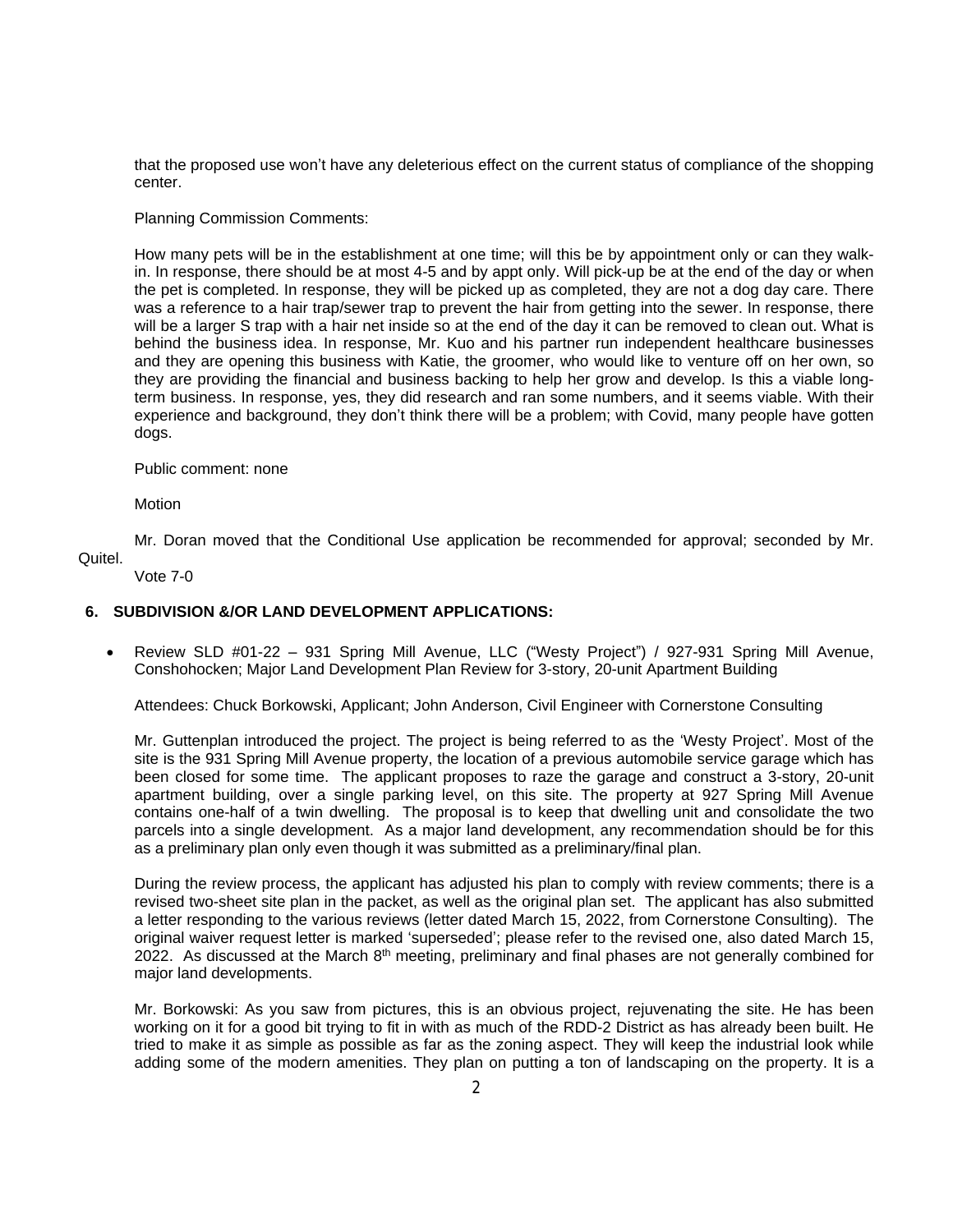that the proposed use won't have any deleterious effect on the current status of compliance of the shopping center.

Planning Commission Comments:

How many pets will be in the establishment at one time; will this be by appointment only or can they walk-in. In response, there should be at most 4-5 and by appt only. Will pick-up be at the end of the day or when the pet is completed. In response, they will be picked up as completed, they are not a dog day care. There was a reference to a hair trap/sewer trap to prevent the hair from getting into the sewer. In response, there will be a larger S trap with a hair net inside so at the end of the day it can be removed to clean out. What is behind the business idea. In response, Mr. Kuo and his partner run independent healthcare businesses and they are opening this business with Katie, the groomer, who would like to venture off on her own, so they are providing the financial and business backing to help her grow and develop. Is this a viable long-term business. In response, yes, they did research and ran some numbers, and it seems viable. With their experience and background, they don't think there will be a problem; with Covid, many people have gotten dogs.

Public comment: none

Motion

Mr. Doran moved that the Conditional Use application be recommended for approval; seconded by Mr. Quitel.

Vote 7-0

## 6. SUBDIVISION &/OR LAND DEVELOPMENT APPLICATIONS:

- Review SLD #01-22 – 931 Spring Mill Avenue, LLC ("Westy Project") / 927-931 Spring Mill Avenue, Conshohocken; Major Land Development Plan Review for 3-story, 20-unit Apartment Building

Attendees: Chuck Borkowski, Applicant; John Anderson, Civil Engineer with Cornerstone Consulting

Mr. Guttenplan introduced the project. The project is being referred to as the 'Westy Project'. Most of the site is the 931 Spring Mill Avenue property, the location of a previous automobile service garage which has been closed for some time. The applicant proposes to raze the garage and construct a 3-story, 20-unit apartment building, over a single parking level, on this site. The property at 927 Spring Mill Avenue contains one-half of a twin dwelling. The proposal is to keep that dwelling unit and consolidate the two parcels into a single development. As a major land development, any recommendation should be for this as a preliminary plan only even though it was submitted as a preliminary/final plan.

During the review process, the applicant has adjusted his plan to comply with review comments; there is a revised two-sheet site plan in the packet, as well as the original plan set. The applicant has also submitted a letter responding to the various reviews (letter dated March 15, 2022, from Cornerstone Consulting). The original waiver request letter is marked 'superseded'; please refer to the revised one, also dated March 15, 2022. As discussed at the March 8th meeting, preliminary and final phases are not generally combined for major land developments.

Mr. Borkowski: As you saw from pictures, this is an obvious project, rejuvenating the site. He has been working on it for a good bit trying to fit in with as much of the RDD-2 District as has already been built. He tried to make it as simple as possible as far as the zoning aspect. They will keep the industrial look while adding some of the modern amenities. They plan on putting a ton of landscaping on the property. It is a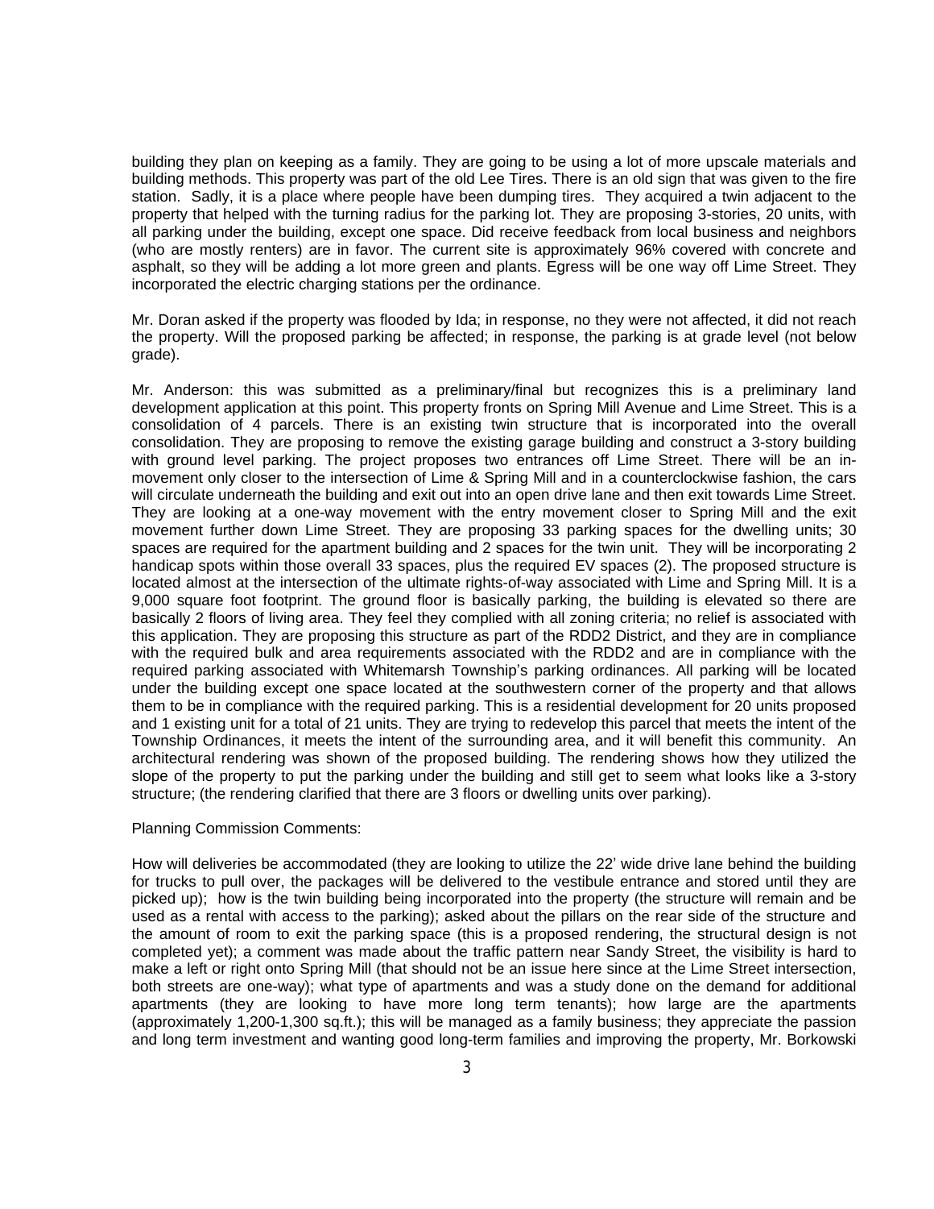building they plan on keeping as a family. They are going to be using a lot of more upscale materials and building methods. This property was part of the old Lee Tires. There is an old sign that was given to the fire station. Sadly, it is a place where people have been dumping tires. They acquired a twin adjacent to the property that helped with the turning radius for the parking lot. They are proposing 3-stories, 20 units, with all parking under the building, except one space. Did receive feedback from local business and neighbors (who are mostly renters) are in favor. The current site is approximately 96% covered with concrete and asphalt, so they will be adding a lot more green and plants. Egress will be one way off Lime Street. They incorporated the electric charging stations per the ordinance.

Mr. Doran asked if the property was flooded by Ida; in response, no they were not affected, it did not reach the property. Will the proposed parking be affected; in response, the parking is at grade level (not below grade).

Mr. Anderson: this was submitted as a preliminary/final but recognizes this is a preliminary land development application at this point. This property fronts on Spring Mill Avenue and Lime Street. This is a consolidation of 4 parcels. There is an existing twin structure that is incorporated into the overall consolidation. They are proposing to remove the existing garage building and construct a 3-story building with ground level parking. The project proposes two entrances off Lime Street. There will be an in-movement only closer to the intersection of Lime & Spring Mill and in a counterclockwise fashion, the cars will circulate underneath the building and exit out into an open drive lane and then exit towards Lime Street. They are looking at a one-way movement with the entry movement closer to Spring Mill and the exit movement further down Lime Street. They are proposing 33 parking spaces for the dwelling units; 30 spaces are required for the apartment building and 2 spaces for the twin unit. They will be incorporating 2 handicap spots within those overall 33 spaces, plus the required EV spaces (2). The proposed structure is located almost at the intersection of the ultimate rights-of-way associated with Lime and Spring Mill. It is a 9,000 square foot footprint. The ground floor is basically parking, the building is elevated so there are basically 2 floors of living area. They feel they complied with all zoning criteria; no relief is associated with this application. They are proposing this structure as part of the RDD2 District, and they are in compliance with the required bulk and area requirements associated with the RDD2 and are in compliance with the required parking associated with Whitemarsh Township's parking ordinances. All parking will be located under the building except one space located at the southwestern corner of the property and that allows them to be in compliance with the required parking. This is a residential development for 20 units proposed and 1 existing unit for a total of 21 units. They are trying to redevelop this parcel that meets the intent of the Township Ordinances, it meets the intent of the surrounding area, and it will benefit this community. An architectural rendering was shown of the proposed building. The rendering shows how they utilized the slope of the property to put the parking under the building and still get to seem what looks like a 3-story structure; (the rendering clarified that there are 3 floors or dwelling units over parking).

Planning Commission Comments:

How will deliveries be accommodated (they are looking to utilize the 22' wide drive lane behind the building for trucks to pull over, the packages will be delivered to the vestibule entrance and stored until they are picked up); how is the twin building being incorporated into the property (the structure will remain and be used as a rental with access to the parking); asked about the pillars on the rear side of the structure and the amount of room to exit the parking space (this is a proposed rendering, the structural design is not completed yet); a comment was made about the traffic pattern near Sandy Street, the visibility is hard to make a left or right onto Spring Mill (that should not be an issue here since at the Lime Street intersection, both streets are one-way); what type of apartments and was a study done on the demand for additional apartments (they are looking to have more long term tenants); how large are the apartments (approximately 1,200-1,300 sq.ft.); this will be managed as a family business; they appreciate the passion and long term investment and wanting good long-term families and improving the property, Mr. Borkowski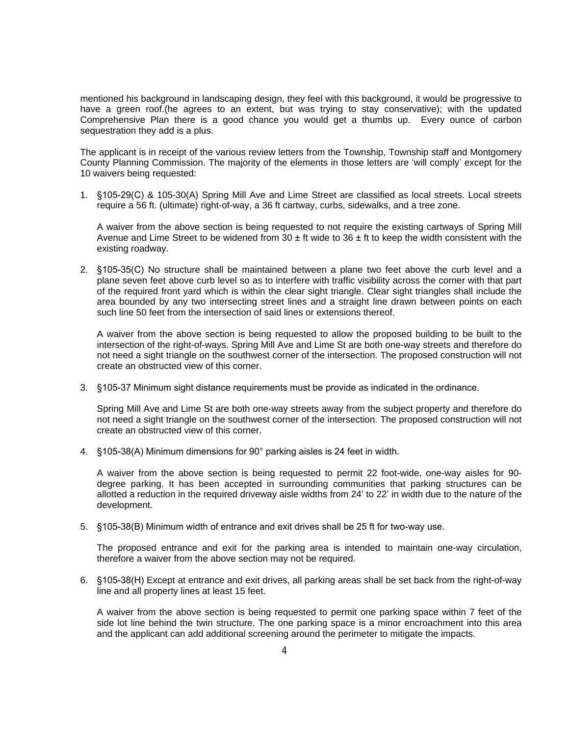mentioned his background in landscaping design, they feel with this background, it would be progressive to have a green roof.(he agrees to an extent, but was trying to stay conservative); with the updated Comprehensive Plan there is a good chance you would get a thumbs up. Every ounce of carbon sequestration they add is a plus.

The applicant is in receipt of the various review letters from the Township, Township staff and Montgomery County Planning Commission. The majority of the elements in those letters are 'will comply' except for the 10 waivers being requested:

1. §105-29(C) & 105-30(A) Spring Mill Ave and Lime Street are classified as local streets. Local streets require a 56 ft. (ultimate) right-of-way, a 36 ft cartway, curbs, sidewalks, and a tree zone.

   A waiver from the above section is being requested to not require the existing cartways of Spring Mill Avenue and Lime Street to be widened from 30 ± ft wide to 36 ± ft to keep the width consistent with the existing roadway.

2. §105-35(C) No structure shall be maintained between a plane two feet above the curb level and a plane seven feet above curb level so as to interfere with traffic visibility across the corner with that part of the required front yard which is within the clear sight triangle. Clear sight triangles shall include the area bounded by any two intersecting street lines and a straight line drawn between points on each such line 50 feet from the intersection of said lines or extensions thereof.

   A waiver from the above section is being requested to allow the proposed building to be built to the intersection of the right-of-ways. Spring Mill Ave and Lime St are both one-way streets and therefore do not need a sight triangle on the southwest corner of the intersection. The proposed construction will not create an obstructed view of this corner.

3. §105-37 Minimum sight distance requirements must be provide as indicated in the ordinance.

   Spring Mill Ave and Lime St are both one-way streets away from the subject property and therefore do not need a sight triangle on the southwest corner of the intersection. The proposed construction will not create an obstructed view of this corner.

4. §105-38(A) Minimum dimensions for 90° parking aisles is 24 feet in width.

   A waiver from the above section is being requested to permit 22 foot-wide, one-way aisles for 90-degree parking. It has been accepted in surrounding communities that parking structures can be allotted a reduction in the required driveway aisle widths from 24' to 22' in width due to the nature of the development.

5. §105-38(B) Minimum width of entrance and exit drives shall be 25 ft for two-way use.

   The proposed entrance and exit for the parking area is intended to maintain one-way circulation, therefore a waiver from the above section may not be required.

6. §105-38(H) Except at entrance and exit drives, all parking areas shall be set back from the right-of-way line and all property lines at least 15 feet.

   A waiver from the above section is being requested to permit one parking space within 7 feet of the side lot line behind the twin structure. The one parking space is a minor encroachment into this area and the applicant can add additional screening around the perimeter to mitigate the impacts.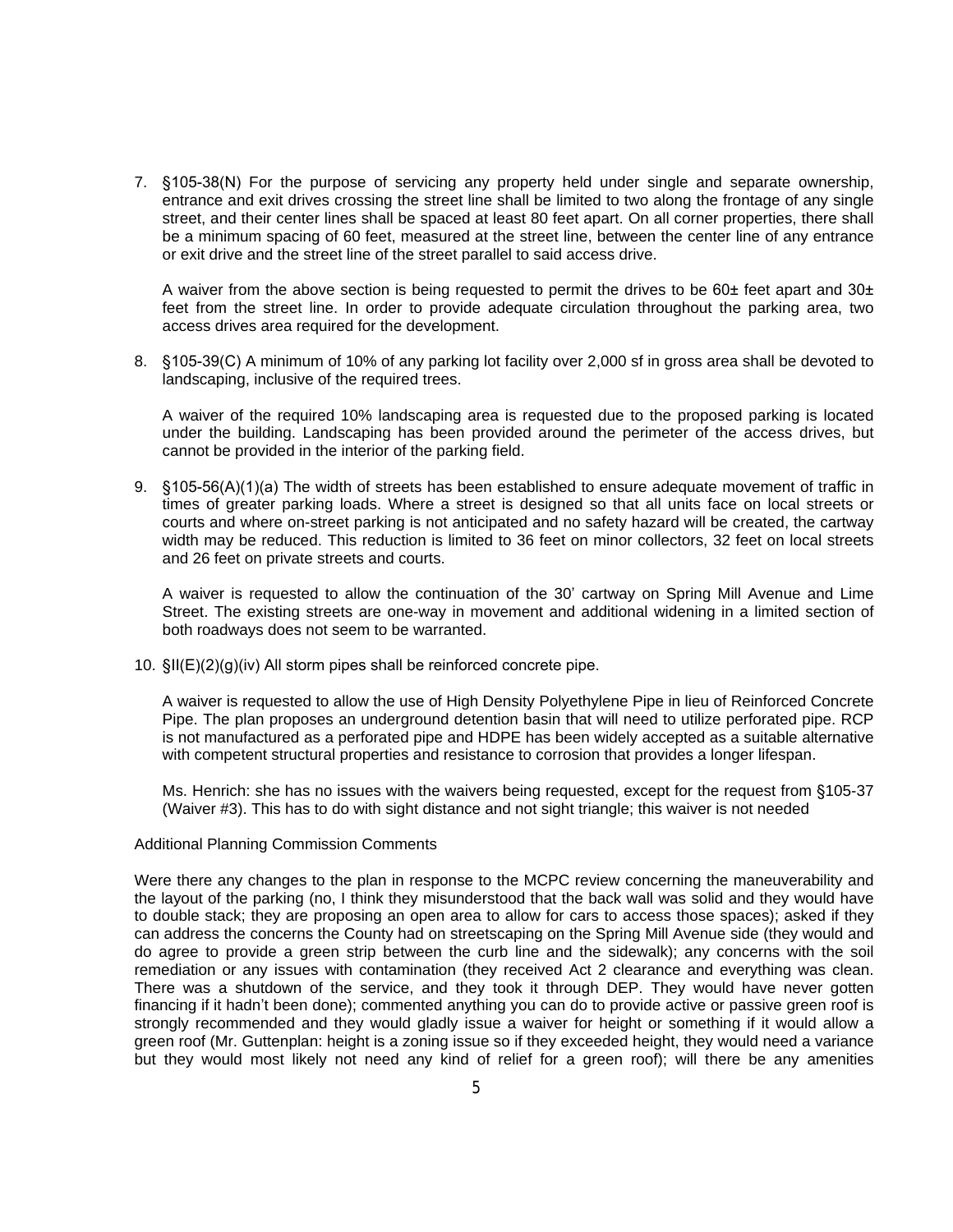7. §105-38(N) For the purpose of servicing any property held under single and separate ownership, entrance and exit drives crossing the street line shall be limited to two along the frontage of any single street, and their center lines shall be spaced at least 80 feet apart. On all corner properties, there shall be a minimum spacing of 60 feet, measured at the street line, between the center line of any entrance or exit drive and the street line of the street parallel to said access drive.

   A waiver from the above section is being requested to permit the drives to be 60± feet apart and 30± feet from the street line. In order to provide adequate circulation throughout the parking area, two access drives area required for the development.

8. §105-39(C) A minimum of 10% of any parking lot facility over 2,000 sf in gross area shall be devoted to landscaping, inclusive of the required trees.

   A waiver of the required 10% landscaping area is requested due to the proposed parking is located under the building. Landscaping has been provided around the perimeter of the access drives, but cannot be provided in the interior of the parking field.

9. §105-56(A)(1)(a) The width of streets has been established to ensure adequate movement of traffic in times of greater parking loads. Where a street is designed so that all units face on local streets or courts and where on-street parking is not anticipated and no safety hazard will be created, the cartway width may be reduced. This reduction is limited to 36 feet on minor collectors, 32 feet on local streets and 26 feet on private streets and courts.

   A waiver is requested to allow the continuation of the 30' cartway on Spring Mill Avenue and Lime Street. The existing streets are one-way in movement and additional widening in a limited section of both roadways does not seem to be warranted.

10. §II(E)(2)(g)(iv) All storm pipes shall be reinforced concrete pipe.

    A waiver is requested to allow the use of High Density Polyethylene Pipe in lieu of Reinforced Concrete Pipe. The plan proposes an underground detention basin that will need to utilize perforated pipe. RCP is not manufactured as a perforated pipe and HDPE has been widely accepted as a suitable alternative with competent structural properties and resistance to corrosion that provides a longer lifespan.

    Ms. Henrich: she has no issues with the waivers being requested, except for the request from §105-37 (Waiver #3). This has to do with sight distance and not sight triangle; this waiver is not needed

Additional Planning Commission Comments

Were there any changes to the plan in response to the MCPC review concerning the maneuverability and the layout of the parking (no, I think they misunderstood that the back wall was solid and they would have to double stack; they are proposing an open area to allow for cars to access those spaces); asked if they can address the concerns the County had on streetscaping on the Spring Mill Avenue side (they would and do agree to provide a green strip between the curb line and the sidewalk); any concerns with the soil remediation or any issues with contamination (they received Act 2 clearance and everything was clean. There was a shutdown of the service, and they took it through DEP. They would have never gotten financing if it hadn't been done); commented anything you can do to provide active or passive green roof is strongly recommended and they would gladly issue a waiver for height or something if it would allow a green roof (Mr. Guttenplan: height is a zoning issue so if they exceeded height, they would need a variance but they would most likely not need any kind of relief for a green roof); will there be any amenities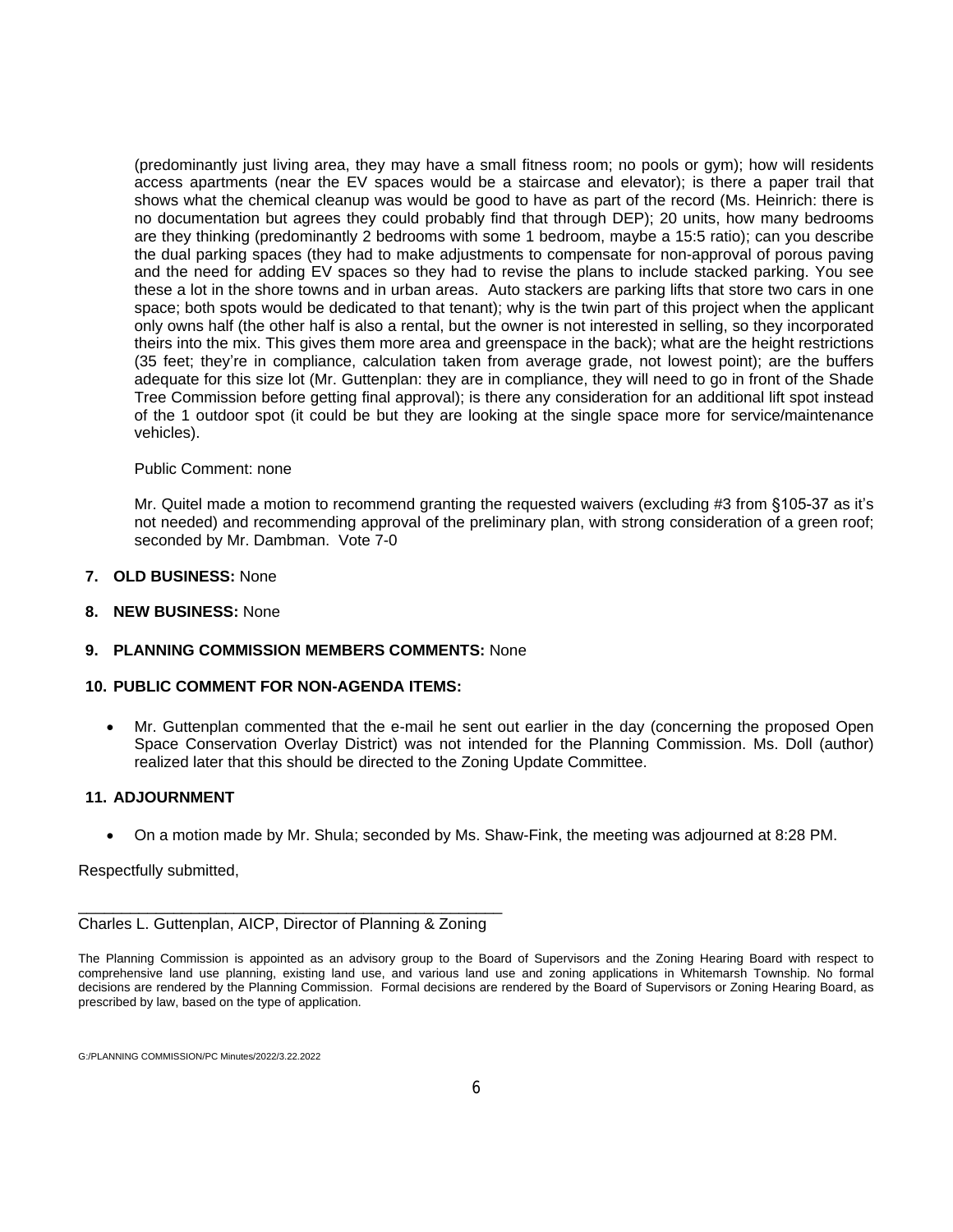(predominantly just living area, they may have a small fitness room; no pools or gym); how will residents access apartments (near the EV spaces would be a staircase and elevator); is there a paper trail that shows what the chemical cleanup was would be good to have as part of the record (Ms. Heinrich: there is no documentation but agrees they could probably find that through DEP); 20 units, how many bedrooms are they thinking (predominantly 2 bedrooms with some 1 bedroom, maybe a 15:5 ratio); can you describe the dual parking spaces (they had to make adjustments to compensate for non-approval of porous paving and the need for adding EV spaces so they had to revise the plans to include stacked parking. You see these a lot in the shore towns and in urban areas. Auto stackers are parking lifts that store two cars in one space; both spots would be dedicated to that tenant); why is the twin part of this project when the applicant only owns half (the other half is also a rental, but the owner is not interested in selling, so they incorporated theirs into the mix. This gives them more area and greenspace in the back); what are the height restrictions (35 feet; they're in compliance, calculation taken from average grade, not lowest point); are the buffers adequate for this size lot (Mr. Guttenplan: they are in compliance, they will need to go in front of the Shade Tree Commission before getting final approval); is there any consideration for an additional lift spot instead of the 1 outdoor spot (it could be but they are looking at the single space more for service/maintenance vehicles).

Public Comment: none

Mr. Quitel made a motion to recommend granting the requested waivers (excluding #3 from §105-37 as it's not needed) and recommending approval of the preliminary plan, with strong consideration of a green roof; seconded by Mr. Dambman. Vote 7-0

**7. OLD BUSINESS:** None

**8. NEW BUSINESS:** None

**9. PLANNING COMMISSION MEMBERS COMMENTS:** None

**10. PUBLIC COMMENT FOR NON-AGENDA ITEMS:**

- Mr. Guttenplan commented that the e-mail he sent out earlier in the day (concerning the proposed Open Space Conservation Overlay District) was not intended for the Planning Commission. Ms. Doll (author) realized later that this should be directed to the Zoning Update Committee.

**11. ADJOURNMENT**

- On a motion made by Mr. Shula; seconded by Ms. Shaw-Fink, the meeting was adjourned at 8:28 PM.

Respectfully submitted,

\_\_\_\_\_\_\_\_\_\_\_\_\_\_\_\_\_\_\_\_\_\_\_\_\_\_\_\_\_\_\_\_\_\_\_\_\_\_\_\_\_\_\_\_\_\_\_\_
Charles L. Guttenplan, AICP, Director of Planning & Zoning

The Planning Commission is appointed as an advisory group to the Board of Supervisors and the Zoning Hearing Board with respect to comprehensive land use planning, existing land use, and various land use and zoning applications in Whitemarsh Township. No formal decisions are rendered by the Planning Commission. Formal decisions are rendered by the Board of Supervisors or Zoning Hearing Board, as prescribed by law, based on the type of application.

G:/PLANNING COMMISSION/PC Minutes/2022/3.22.2022